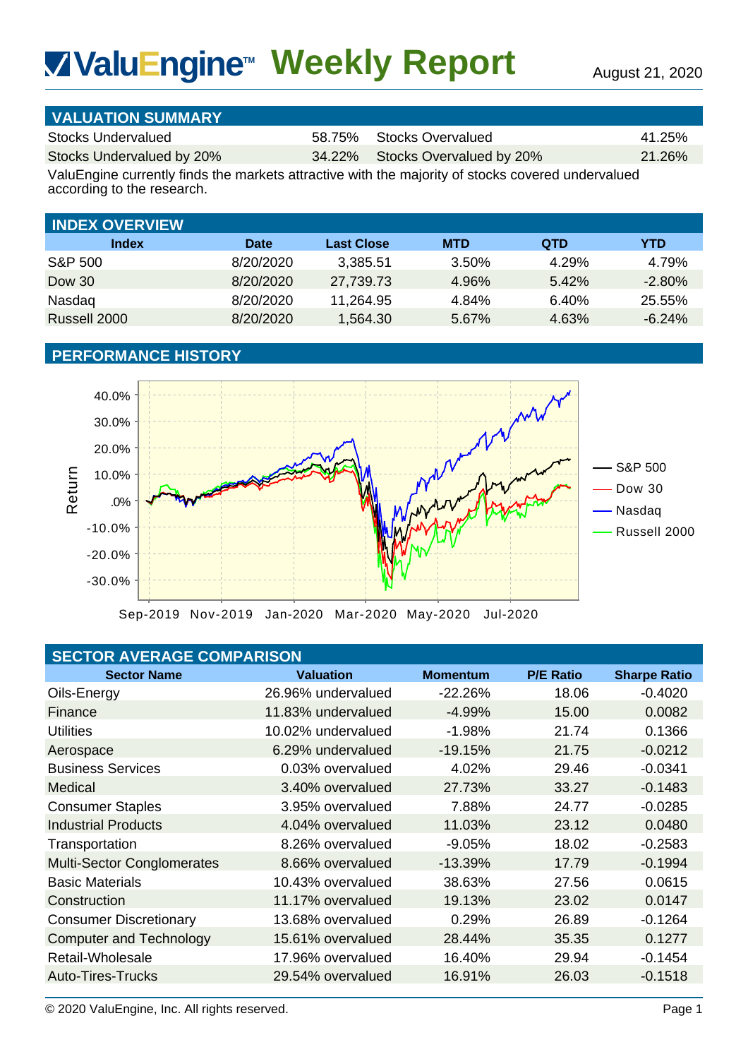# ValuEngine™ Weekly Report

August 21, 2020

## VALUATION SUMMARY

| | | | |
|---|---|---|---|
| Stocks Undervalued | 58.75% | Stocks Overvalued | 41.25% |
| Stocks Undervalued by 20% | 34.22% | Stocks Overvalued by 20% | 21.26% |

ValuEngine currently finds the markets attractive with the majority of stocks covered undervalued according to the research.

## INDEX OVERVIEW

| Index | Date | Last Close | MTD | QTD | YTD |
|---|---|---|---|---|---|
| S&P 500 | 8/20/2020 | 3,385.51 | 3.50% | 4.29% | 4.79% |
| Dow 30 | 8/20/2020 | 27,739.73 | 4.96% | 5.42% | -2.80% |
| Nasdaq | 8/20/2020 | 11,264.95 | 4.84% | 6.40% | 25.55% |
| Russell 2000 | 8/20/2020 | 1,564.30 | 5.67% | 4.63% | -6.24% |

## PERFORMANCE HISTORY

## SECTOR AVERAGE COMPARISON

| Sector Name | Valuation | Momentum | P/E Ratio | Sharpe Ratio |
|---|---|---|---|---|
| Oils-Energy | 26.96% undervalued | -22.26% | 18.06 | -0.4020 |
| Finance | 11.83% undervalued | -4.99% | 15.00 | 0.0082 |
| Utilities | 10.02% undervalued | -1.98% | 21.74 | 0.1366 |
| Aerospace | 6.29% undervalued | -19.15% | 21.75 | -0.0212 |
| Business Services | 0.03% overvalued | 4.02% | 29.46 | -0.0341 |
| Medical | 3.40% overvalued | 27.73% | 33.27 | -0.1483 |
| Consumer Staples | 3.95% overvalued | 7.88% | 24.77 | -0.0285 |
| Industrial Products | 4.04% overvalued | 11.03% | 23.12 | 0.0480 |
| Transportation | 8.26% overvalued | -9.05% | 18.02 | -0.2583 |
| Multi-Sector Conglomerates | 8.66% overvalued | -13.39% | 17.79 | -0.1994 |
| Basic Materials | 10.43% overvalued | 38.63% | 27.56 | 0.0615 |
| Construction | 11.17% overvalued | 19.13% | 23.02 | 0.0147 |
| Consumer Discretionary | 13.68% overvalued | 0.29% | 26.89 | -0.1264 |
| Computer and Technology | 15.61% overvalued | 28.44% | 35.35 | 0.1277 |
| Retail-Wholesale | 17.96% overvalued | 16.40% | 29.94 | -0.1454 |
| Auto-Tires-Trucks | 29.54% overvalued | 16.91% | 26.03 | -0.1518 |

© 2020 ValuEngine, Inc. All rights reserved.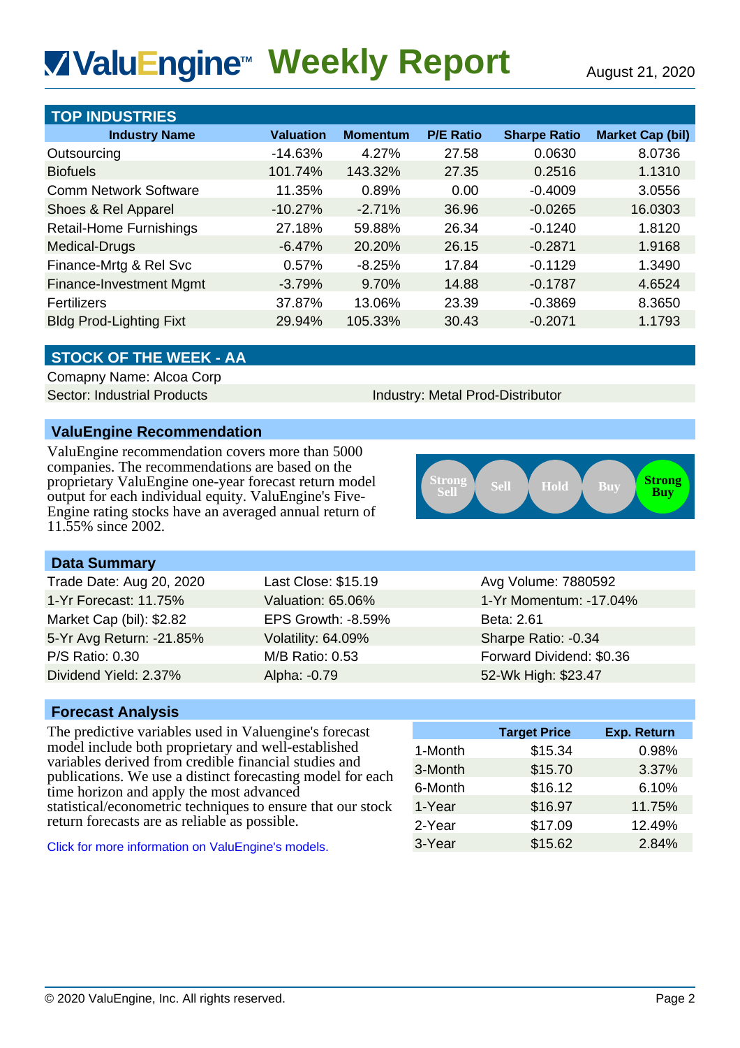# ValuEngine™ Weekly Report

August 21, 2020

## TOP INDUSTRIES

| Industry Name | Valuation | Momentum | P/E Ratio | Sharpe Ratio | Market Cap (bil) |
|---|---|---|---|---|---|
| Outsourcing | -14.63% | 4.27% | 27.58 | 0.0630 | 8.0736 |
| Biofuels | 101.74% | 143.32% | 27.35 | 0.2516 | 1.1310 |
| Comm Network Software | 11.35% | 0.89% | 0.00 | -0.4009 | 3.0556 |
| Shoes & Rel Apparel | -10.27% | -2.71% | 36.96 | -0.0265 | 16.0303 |
| Retail-Home Furnishings | 27.18% | 59.88% | 26.34 | -0.1240 | 1.8120 |
| Medical-Drugs | -6.47% | 20.20% | 26.15 | -0.2871 | 1.9168 |
| Finance-Mrtg & Rel Svc | 0.57% | -8.25% | 17.84 | -0.1129 | 1.3490 |
| Finance-Investment Mgmt | -3.79% | 9.70% | 14.88 | -0.1787 | 4.6524 |
| Fertilizers | 37.87% | 13.06% | 23.39 | -0.3869 | 8.3650 |
| Bldg Prod-Lighting Fixt | 29.94% | 105.33% | 30.43 | -0.2071 | 1.1793 |

## STOCK OF THE WEEK - AA

Comapny Name: Alcoa Corp

Sector: Industrial Products | Industry: Metal Prod-Distributor

### ValuEngine Recommendation

ValuEngine recommendation covers more than 5000 companies. The recommendations are based on the proprietary ValuEngine one-year forecast return model output for each individual equity. ValuEngine's Five-Engine rating stocks have an averaged annual return of 11.55% since 2002.

Strong Sell | Sell | Hold | Buy | **Strong Buy**

### Data Summary

| | | |
|---|---|---|
| Trade Date: Aug 20, 2020 | Last Close: $15.19 | Avg Volume: 7880592 |
| 1-Yr Forecast: 11.75% | Valuation: 65.06% | 1-Yr Momentum: -17.04% |
| Market Cap (bil): $2.82 | EPS Growth: -8.59% | Beta: 2.61 |
| 5-Yr Avg Return: -21.85% | Volatility: 64.09% | Sharpe Ratio: -0.34 |
| P/S Ratio: 0.30 | M/B Ratio: 0.53 | Forward Dividend: $0.36 |
| Dividend Yield: 2.37% | Alpha: -0.79 | 52-Wk High: $23.47 |

### Forecast Analysis

The predictive variables used in Valuengine's forecast model include both proprietary and well-established variables derived from credible financial studies and publications. We use a distinct forecasting model for each time horizon and apply the most advanced statistical/econometric techniques to ensure that our stock return forecasts are as reliable as possible.

Click for more information on ValuEngine's models.

| | Target Price | Exp. Return |
|---|---|---|
| 1-Month | $15.34 | 0.98% |
| 3-Month | $15.70 | 3.37% |
| 6-Month | $16.12 | 6.10% |
| 1-Year | $16.97 | 11.75% |
| 2-Year | $17.09 | 12.49% |
| 3-Year | $15.62 | 2.84% |

© 2020 ValuEngine, Inc. All rights reserved.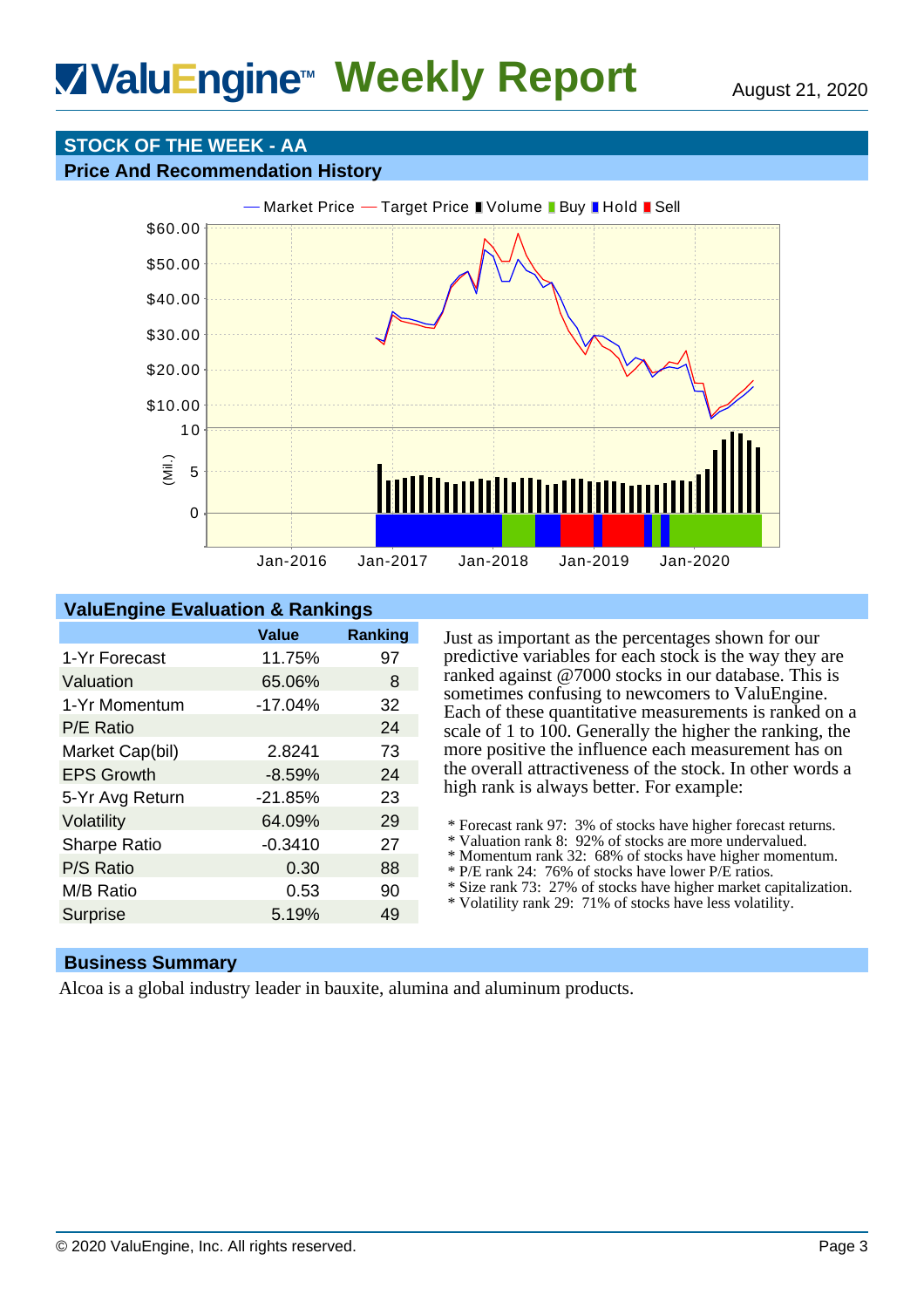# ValuEngine™ Weekly Report

August 21, 2020

## STOCK OF THE WEEK - AA

### Price And Recommendation History

### ValuEngine Evaluation & Rankings

| | Value | Ranking |
|---|---|---|
| 1-Yr Forecast | 11.75% | 97 |
| Valuation | 65.06% | 8 |
| 1-Yr Momentum | -17.04% | 32 |
| P/E Ratio | | 24 |
| Market Cap(bil) | 2.8241 | 73 |
| EPS Growth | -8.59% | 24 |
| 5-Yr Avg Return | -21.85% | 23 |
| Volatility | 64.09% | 29 |
| Sharpe Ratio | -0.3410 | 27 |
| P/S Ratio | 0.30 | 88 |
| M/B Ratio | 0.53 | 90 |
| Surprise | 5.19% | 49 |

Just as important as the percentages shown for our predictive variables for each stock is the way they are ranked against @7000 stocks in our database. This is sometimes confusing to newcomers to ValuEngine. Each of these quantitative measurements is ranked on a scale of 1 to 100. Generally the higher the ranking, the more positive the influence each measurement has on the overall attractiveness of the stock. In other words a high rank is always better. For example:

* Forecast rank 97: 3% of stocks have higher forecast returns.
* Valuation rank 8: 92% of stocks are more undervalued.
* Momentum rank 32: 68% of stocks have higher momentum.
* P/E rank 24: 76% of stocks have lower P/E ratios.
* Size rank 73: 27% of stocks have higher market capitalization.
* Volatility rank 29: 71% of stocks have less volatility.

### Business Summary

Alcoa is a global industry leader in bauxite, alumina and aluminum products.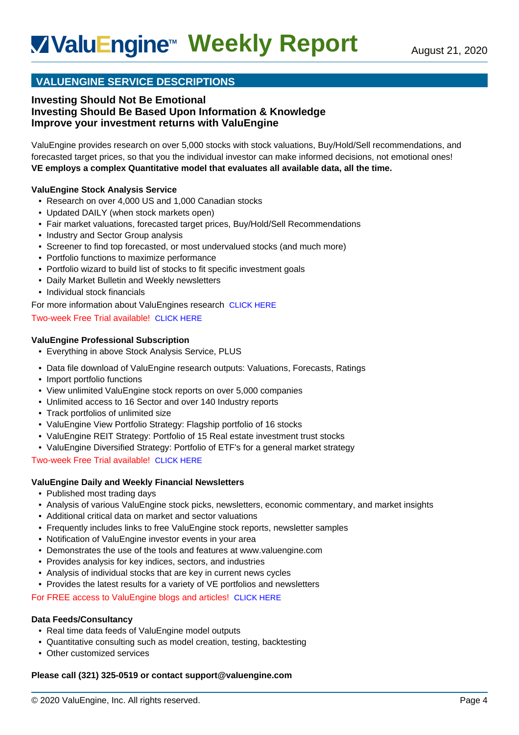## VALUENGINE SERVICE DESCRIPTIONS

**Investing Should Not Be Emotional**
**Investing Should Be Based Upon Information & Knowledge**
**Improve your investment returns with ValuEngine**

ValuEngine provides research on over 5,000 stocks with stock valuations, Buy/Hold/Sell recommendations, and forecasted target prices, so that you the individual investor can make informed decisions, not emotional ones! **VE employs a complex Quantitative model that evaluates all available data, all the time.**

**ValuEngine Stock Analysis Service**

- Research on over 4,000 US and 1,000 Canadian stocks
- Updated DAILY (when stock markets open)
- Fair market valuations, forecasted target prices, Buy/Hold/Sell Recommendations
- Industry and Sector Group analysis
- Screener to find top forecasted, or most undervalued stocks (and much more)
- Portfolio functions to maximize performance
- Portfolio wizard to build list of stocks to fit specific investment goals
- Daily Market Bulletin and Weekly newsletters
- Individual stock financials

For more information about ValuEngines research CLICK HERE

Two-week Free Trial available! CLICK HERE

**ValuEngine Professional Subscription**

- Everything in above Stock Analysis Service, PLUS
- Data file download of ValuEngine research outputs: Valuations, Forecasts, Ratings
- Import portfolio functions
- View unlimited ValuEngine stock reports on over 5,000 companies
- Unlimited access to 16 Sector and over 140 Industry reports
- Track portfolios of unlimited size
- ValuEngine View Portfolio Strategy: Flagship portfolio of 16 stocks
- ValuEngine REIT Strategy: Portfolio of 15 Real estate investment trust stocks
- ValuEngine Diversified Strategy: Portfolio of ETF's for a general market strategy

Two-week Free Trial available! CLICK HERE

**ValuEngine Daily and Weekly Financial Newsletters**

- Published most trading days
- Analysis of various ValuEngine stock picks, newsletters, economic commentary, and market insights
- Additional critical data on market and sector valuations
- Frequently includes links to free ValuEngine stock reports, newsletter samples
- Notification of ValuEngine investor events in your area
- Demonstrates the use of the tools and features at www.valuengine.com
- Provides analysis for key indices, sectors, and industries
- Analysis of individual stocks that are key in current news cycles
- Provides the latest results for a variety of VE portfolios and newsletters

For FREE access to ValuEngine blogs and articles! CLICK HERE

**Data Feeds/Consultancy**

- Real time data feeds of ValuEngine model outputs
- Quantitative consulting such as model creation, testing, backtesting
- Other customized services

**Please call (321) 325-0519 or contact support@valuengine.com**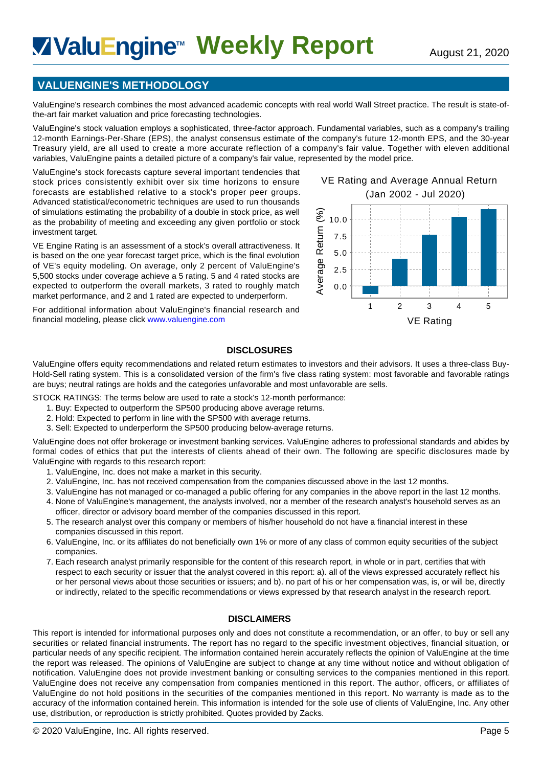## VALUENGINE'S METHODOLOGY

ValuEngine's research combines the most advanced academic concepts with real world Wall Street practice. The result is state-of-the-art fair market valuation and price forecasting technologies.

ValuEngine's stock valuation employs a sophisticated, three-factor approach. Fundamental variables, such as a company's trailing 12-month Earnings-Per-Share (EPS), the analyst consensus estimate of the company's future 12-month EPS, and the 30-year Treasury yield, are all used to create a more accurate reflection of a company's fair value. Together with eleven additional variables, ValuEngine paints a detailed picture of a company's fair value, represented by the model price.

ValuEngine's stock forecasts capture several important tendencies that stock prices consistently exhibit over six time horizons to ensure forecasts are established relative to a stock's proper peer groups. Advanced statistical/econometric techniques are used to run thousands of simulations estimating the probability of a double in stock price, as well as the probability of meeting and exceeding any given portfolio or stock investment target.

VE Engine Rating is an assessment of a stock's overall attractiveness. It is based on the one year forecast target price, which is the final evolution of VE's equity modeling. On average, only 2 percent of ValuEngine's 5,500 stocks under coverage achieve a 5 rating. 5 and 4 rated stocks are expected to outperform the overall markets, 3 rated to roughly match market performance, and 2 and 1 rated are expected to underperform.

For additional information about ValuEngine's financial research and financial modeling, please click www.valuengine.com

VE Rating and Average Annual Return
(Jan 2002 - Jul 2020)

Average Return (%)
10.0
7.5
5.0
2.5
0.0

1 2 3 4 5
VE Rating

### DISCLOSURES

ValuEngine offers equity recommendations and related return estimates to investors and their advisors. It uses a three-class Buy-Hold-Sell rating system. This is a consolidated version of the firm's five class rating system: most favorable and favorable ratings are buys; neutral ratings are holds and the categories unfavorable and most unfavorable are sells.

STOCK RATINGS: The terms below are used to rate a stock's 12-month performance:

1. Buy: Expected to outperform the SP500 producing above average returns.
2. Hold: Expected to perform in line with the SP500 with average returns.
3. Sell: Expected to underperform the SP500 producing below-average returns.

ValuEngine does not offer brokerage or investment banking services. ValuEngine adheres to professional standards and abides by formal codes of ethics that put the interests of clients ahead of their own. The following are specific disclosures made by ValuEngine with regards to this research report:

1. ValuEngine, Inc. does not make a market in this security.
2. ValuEngine, Inc. has not received compensation from the companies discussed above in the last 12 months.
3. ValuEngine has not managed or co-managed a public offering for any companies in the above report in the last 12 months.
4. None of ValuEngine's management, the analysts involved, nor a member of the research analyst's household serves as an officer, director or advisory board member of the companies discussed in this report.
5. The research analyst over this company or members of his/her household do not have a financial interest in these companies discussed in this report.
6. ValuEngine, Inc. or its affiliates do not beneficially own 1% or more of any class of common equity securities of the subject companies.
7. Each research analyst primarily responsible for the content of this research report, in whole or in part, certifies that with respect to each security or issuer that the analyst covered in this report: a). all of the views expressed accurately reflect his or her personal views about those securities or issuers; and b). no part of his or her compensation was, is, or will be, directly or indirectly, related to the specific recommendations or views expressed by that research analyst in the research report.

### DISCLAIMERS

This report is intended for informational purposes only and does not constitute a recommendation, or an offer, to buy or sell any securities or related financial instruments. The report has no regard to the specific investment objectives, financial situation, or particular needs of any specific recipient. The information contained herein accurately reflects the opinion of ValuEngine at the time the report was released. The opinions of ValuEngine are subject to change at any time without notice and without obligation of notification. ValuEngine does not provide investment banking or consulting services to the companies mentioned in this report. ValuEngine does not receive any compensation from companies mentioned in this report. The author, officers, or affiliates of ValuEngine do not hold positions in the securities of the companies mentioned in this report. No warranty is made as to the accuracy of the information contained herein. This information is intended for the sole use of clients of ValuEngine, Inc. Any other use, distribution, or reproduction is strictly prohibited. Quotes provided by Zacks.

© 2020 ValuEngine, Inc. All rights reserved.